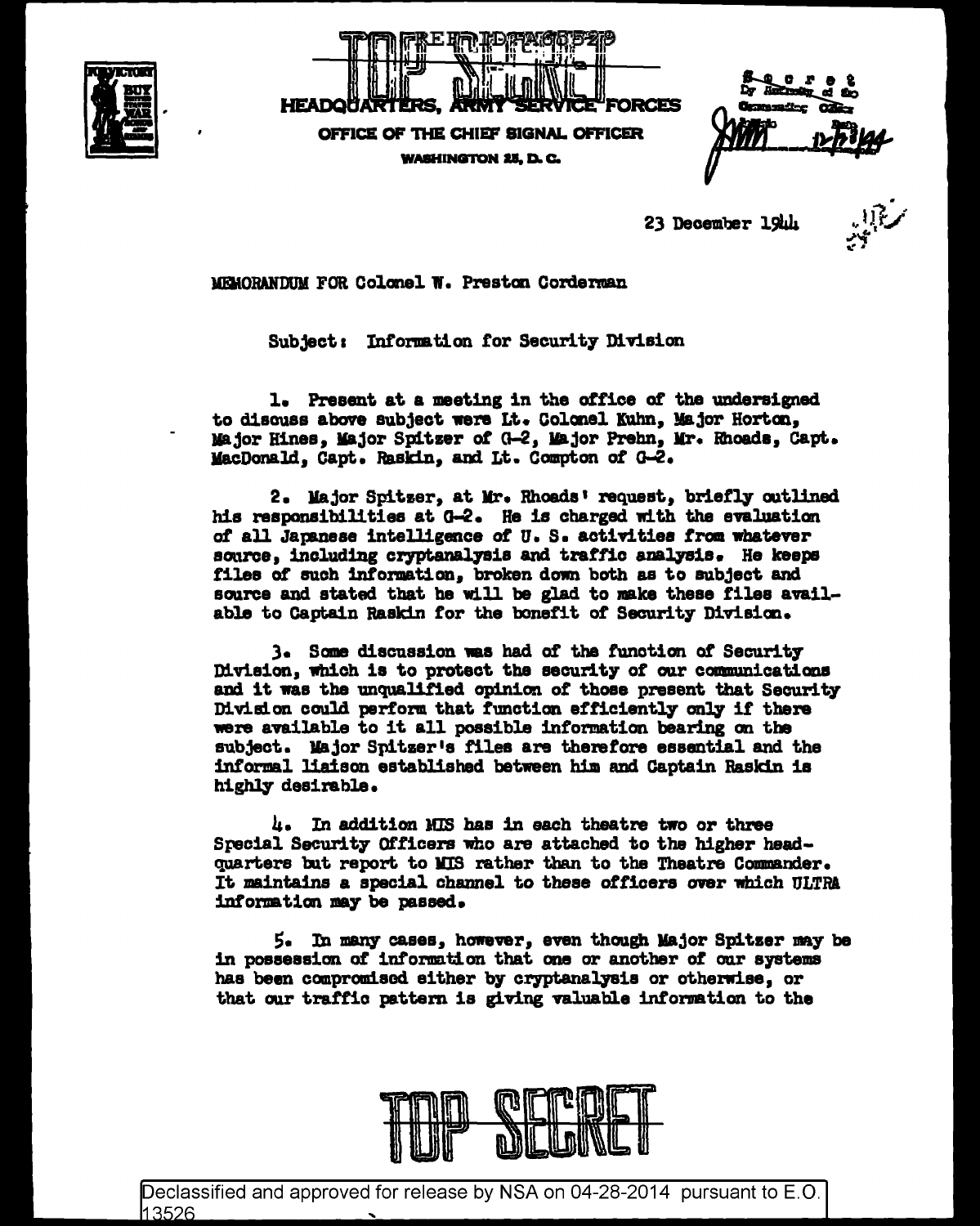TOP SECRET

REF ID:A66529

HEADQUARTERS, ARMY SERVICE FORCES

OFFICE OF THE CHIEF SIGNAL OFFICER

WASHINGTON 25, D. C.

Secret
By Authority of the
Commanding Officer
Initials Date
12-28-44

23 December 1944

MEMORANDUM FOR Colonel W. Preston Corderman

Subject: Information for Security Division

1. Present at a meeting in the office of the undersigned to discuss above subject were Lt. Colonel Kuhn, Major Horton, Major Hines, Major Spitzer of G-2, Major Prehn, Mr. Rhoads, Capt. MacDonald, Capt. Raskin, and Lt. Compton of G-2.

2. Major Spitzer, at Mr. Rhoads' request, briefly outlined his responsibilities at G-2. He is charged with the evaluation of all Japanese intelligence of U. S. activities from whatever source, including cryptanalysis and traffic analysis. He keeps files of such information, broken down both as to subject and source and stated that he will be glad to make these files available to Captain Raskin for the benefit of Security Division.

3. Some discussion was had of the function of Security Division, which is to protect the security of our communications and it was the unqualified opinion of those present that Security Division could perform that function efficiently only if there were available to it all possible information bearing on the subject. Major Spitzer's files are therefore essential and the informal liaison established between him and Captain Raskin is highly desirable.

4. In addition MIS has in each theatre two or three Special Security Officers who are attached to the higher headquarters but report to MIS rather than to the Theatre Commander. It maintains a special channel to these officers over which ULTRA information may be passed.

5. In many cases, however, even though Major Spitzer may be in possession of information that one or another of our systems has been compromised either by cryptanalysis or otherwise, or that our traffic pattern is giving valuable information to the

TOP SECRET

Declassified and approved for release by NSA on 04-28-2014 pursuant to E.O. 13526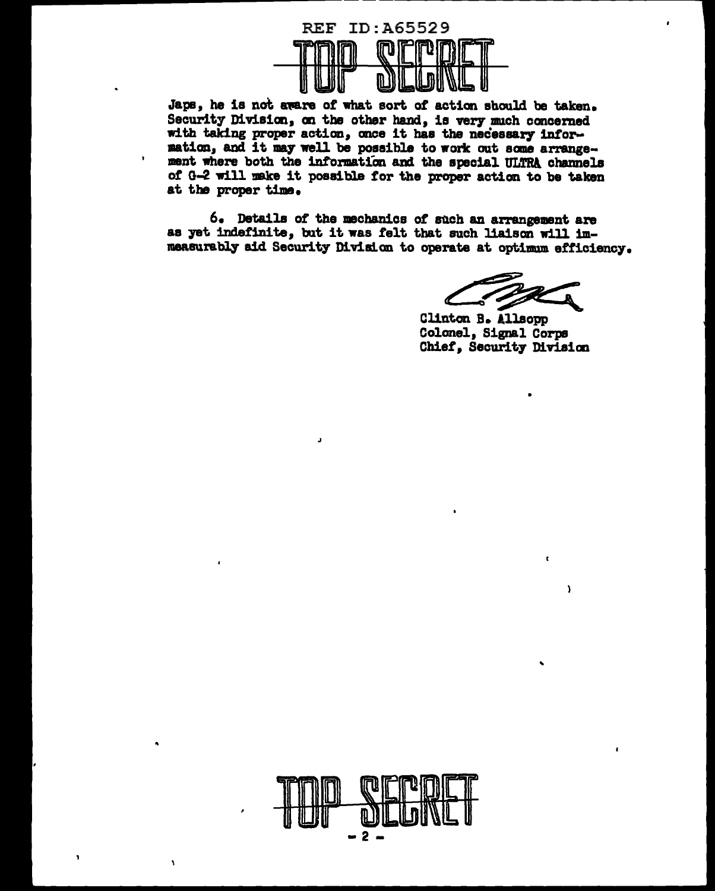Japs, he is not aware of what sort of action should be taken. Security Division, on the other hand, is very much concerned with taking proper action, once it has the necessary information, and it may well be possible to work out some arrangement where both the information and the special ULTRA channels of G-2 will make it possible for the proper action to be taken at the proper time.

6. Details of the mechanics of such an arrangement are as yet indefinite, but it was felt that such liaison will immeasurably aid Security Division to operate at optimum efficiency.

Clinton B. Allsopp
Colonel, Signal Corps
Chief, Security Division